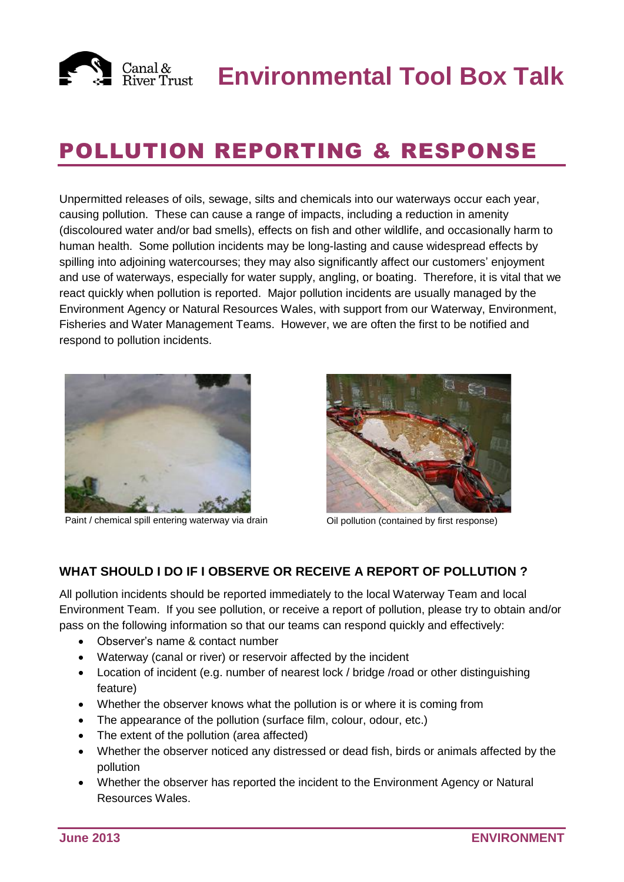Canal & River Trust

# Environmental Tool Box Talk

## POLLUTION REPORTING & RESPONSE

Unpermitted releases of oils, sewage, silts and chemicals into our waterways occur each year, causing pollution. These can cause a range of impacts, including a reduction in amenity (discoloured water and/or bad smells), effects on fish and other wildlife, and occasionally harm to human health. Some pollution incidents may be long-lasting and cause widespread effects by spilling into adjoining watercourses; they may also significantly affect our customers' enjoyment and use of waterways, especially for water supply, angling, or boating. Therefore, it is vital that we react quickly when pollution is reported. Major pollution incidents are usually managed by the Environment Agency or Natural Resources Wales, with support from our Waterway, Environment, Fisheries and Water Management Teams. However, we are often the first to be notified and respond to pollution incidents.

Paint / chemical spill entering waterway via drain

Oil pollution (contained by first response)

### WHAT SHOULD I DO IF I OBSERVE OR RECEIVE A REPORT OF POLLUTION ?

All pollution incidents should be reported immediately to the local Waterway Team and local Environment Team. If you see pollution, or receive a report of pollution, please try to obtain and/or pass on the following information so that our teams can respond quickly and effectively:

- Observer's name & contact number
- Waterway (canal or river) or reservoir affected by the incident
- Location of incident (e.g. number of nearest lock / bridge /road or other distinguishing feature)
- Whether the observer knows what the pollution is or where it is coming from
- The appearance of the pollution (surface film, colour, odour, etc.)
- The extent of the pollution (area affected)
- Whether the observer noticed any distressed or dead fish, birds or animals affected by the pollution
- Whether the observer has reported the incident to the Environment Agency or Natural Resources Wales.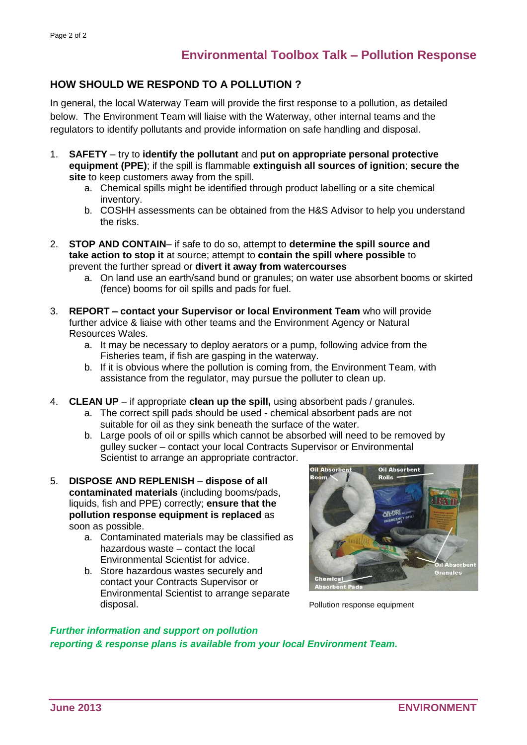## Environmental Toolbox Talk – Pollution Response

### HOW SHOULD WE RESPOND TO A POLLUTION ?

In general, the local Waterway Team will provide the first response to a pollution, as detailed below. The Environment Team will liaise with the Waterway, other internal teams and the regulators to identify pollutants and provide information on safe handling and disposal.

1. **SAFETY** – try to **identify the pollutant** and **put on appropriate personal protective equipment (PPE)**; if the spill is flammable **extinguish all sources of ignition**; **secure the site** to keep customers away from the spill.
   a. Chemical spills might be identified through product labelling or a site chemical inventory.
   b. COSHH assessments can be obtained from the H&S Advisor to help you understand the risks.

2. **STOP AND CONTAIN**– if safe to do so, attempt to **determine the spill source and take action to stop it** at source; attempt to **contain the spill where possible** to prevent the further spread or **divert it away from watercourses**
   a. On land use an earth/sand bund or granules; on water use absorbent booms or skirted (fence) booms for oil spills and pads for fuel.

3. **REPORT – contact your Supervisor or local Environment Team** who will provide further advice & liaise with other teams and the Environment Agency or Natural Resources Wales.
   a. It may be necessary to deploy aerators or a pump, following advice from the Fisheries team, if fish are gasping in the waterway.
   b. If it is obvious where the pollution is coming from, the Environment Team, with assistance from the regulator, may pursue the polluter to clean up.

4. **CLEAN UP** – if appropriate **clean up the spill,** using absorbent pads / granules.
   a. The correct spill pads should be used - chemical absorbent pads are not suitable for oil as they sink beneath the surface of the water.
   b. Large pools of oil or spills which cannot be absorbed will need to be removed by gulley sucker – contact your local Contracts Supervisor or Environmental Scientist to arrange an appropriate contractor.

5. **DISPOSE AND REPLENISH** – **dispose of all contaminated materials** (including booms/pads, liquids, fish and PPE) correctly; **ensure that the pollution response equipment is replaced** as soon as possible.
   a. Contaminated materials may be classified as hazardous waste – contact the local Environmental Scientist for advice.
   b. Store hazardous wastes securely and contact your Contracts Supervisor or Environmental Scientist to arrange separate disposal.

Oil Absorbent Boom

Oil Absorbent Rolls

Oil Absorbent Granules

Chemical Absorbent Pads

Pollution response equipment

***Further information and support on pollution reporting & response plans is available from your local Environment Team.***

**June 2013** **ENVIRONMENT**